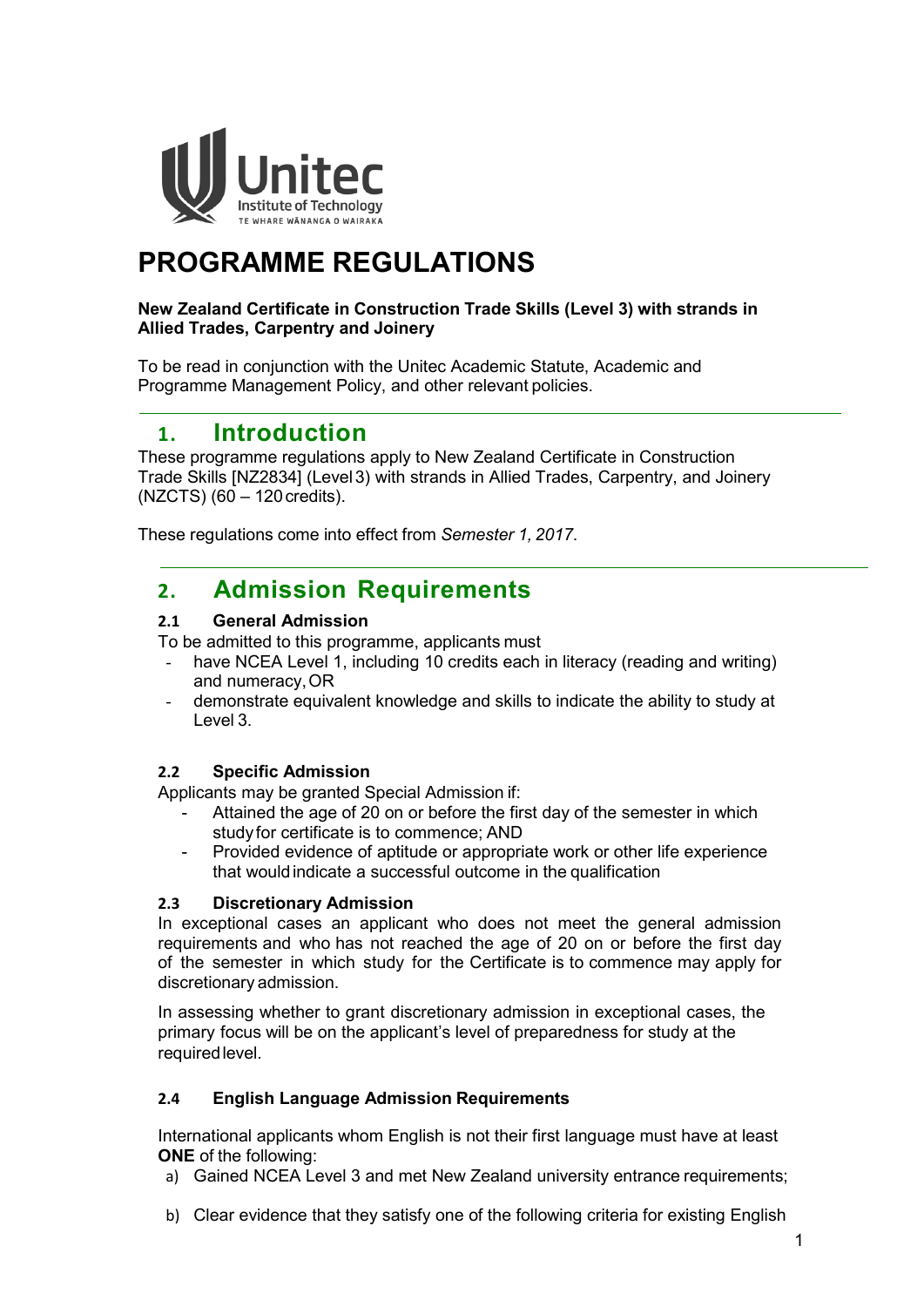# PROGRAMME REGULATIONS

**New Zealand Certificate in Construction Trade Skills (Level 3) with strands in Allied Trades, Carpentry and Joinery**

To be read in conjunction with the Unitec Academic Statute, Academic and Programme Management Policy, and other relevant policies.

## 1. Introduction

These programme regulations apply to New Zealand Certificate in Construction Trade Skills [NZ2834] (Level 3) with strands in Allied Trades, Carpentry, and Joinery (NZCTS) (60 – 120 credits).

These regulations come into effect from *Semester 1, 2017*.

## 2. Admission Requirements

### 2.1 General Admission

To be admitted to this programme, applicants must

- have NCEA Level 1, including 10 credits each in literacy (reading and writing) and numeracy, OR
- demonstrate equivalent knowledge and skills to indicate the ability to study at Level 3.

### 2.2 Specific Admission

Applicants may be granted Special Admission if:

- Attained the age of 20 on or before the first day of the semester in which study for certificate is to commence; AND
- Provided evidence of aptitude or appropriate work or other life experience that would indicate a successful outcome in the qualification

### 2.3 Discretionary Admission

In exceptional cases an applicant who does not meet the general admission requirements and who has not reached the age of 20 on or before the first day of the semester in which study for the Certificate is to commence may apply for discretionary admission.

In assessing whether to grant discretionary admission in exceptional cases, the primary focus will be on the applicant's level of preparedness for study at the required level.

### 2.4 English Language Admission Requirements

International applicants whom English is not their first language must have at least **ONE** of the following:

a) Gained NCEA Level 3 and met New Zealand university entrance requirements;

b) Clear evidence that they satisfy one of the following criteria for existing English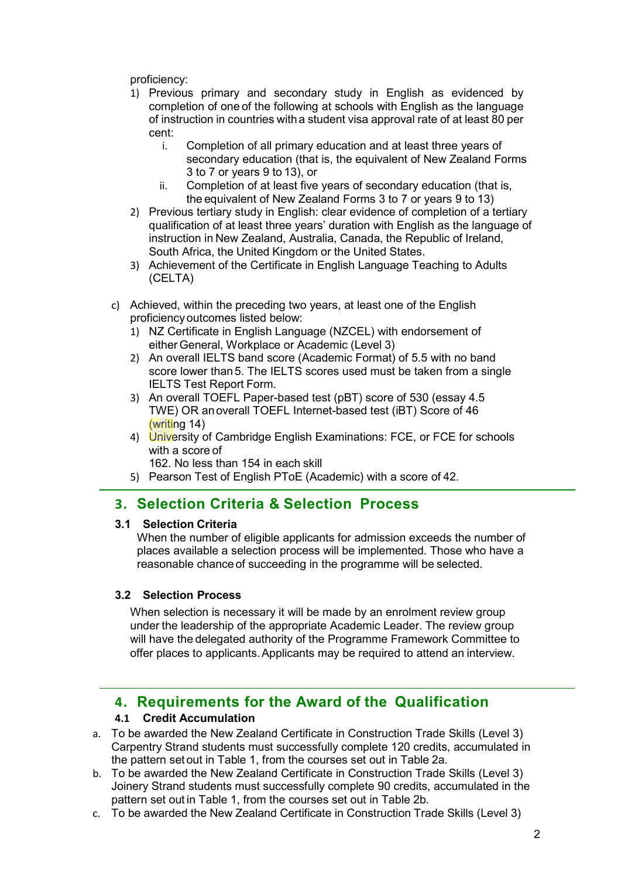proficiency:

1) Previous primary and secondary study in English as evidenced by completion of one of the following at schools with English as the language of instruction in countries with a student visa approval rate of at least 80 per cent:
    i. Completion of all primary education and at least three years of secondary education (that is, the equivalent of New Zealand Forms 3 to 7 or years 9 to 13), or
    ii. Completion of at least five years of secondary education (that is, the equivalent of New Zealand Forms 3 to 7 or years 9 to 13)
2) Previous tertiary study in English: clear evidence of completion of a tertiary qualification of at least three years' duration with English as the language of instruction in New Zealand, Australia, Canada, the Republic of Ireland, South Africa, the United Kingdom or the United States.
3) Achievement of the Certificate in English Language Teaching to Adults (CELTA)

c) Achieved, within the preceding two years, at least one of the English proficiency outcomes listed below:
    1) NZ Certificate in English Language (NZCEL) with endorsement of either General, Workplace or Academic (Level 3)
    2) An overall IELTS band score (Academic Format) of 5.5 with no band score lower than 5. The IELTS scores used must be taken from a single IELTS Test Report Form.
    3) An overall TOEFL Paper-based test (pBT) score of 530 (essay 4.5 TWE) OR an overall TOEFL Internet-based test (iBT) Score of 46 (writing 14)
    4) University of Cambridge English Examinations: FCE, or FCE for schools with a score of 162. No less than 154 in each skill
    5) Pearson Test of English PToE (Academic) with a score of 42.

## 3. Selection Criteria & Selection Process

### 3.1 Selection Criteria

When the number of eligible applicants for admission exceeds the number of places available a selection process will be implemented. Those who have a reasonable chance of succeeding in the programme will be selected.

### 3.2 Selection Process

When selection is necessary it will be made by an enrolment review group under the leadership of the appropriate Academic Leader. The review group will have the delegated authority of the Programme Framework Committee to offer places to applicants. Applicants may be required to attend an interview.

## 4. Requirements for the Award of the Qualification

### 4.1 Credit Accumulation

a. To be awarded the New Zealand Certificate in Construction Trade Skills (Level 3) Carpentry Strand students must successfully complete 120 credits, accumulated in the pattern set out in Table 1, from the courses set out in Table 2a.
b. To be awarded the New Zealand Certificate in Construction Trade Skills (Level 3) Joinery Strand students must successfully complete 90 credits, accumulated in the pattern set out in Table 1, from the courses set out in Table 2b.
c. To be awarded the New Zealand Certificate in Construction Trade Skills (Level 3)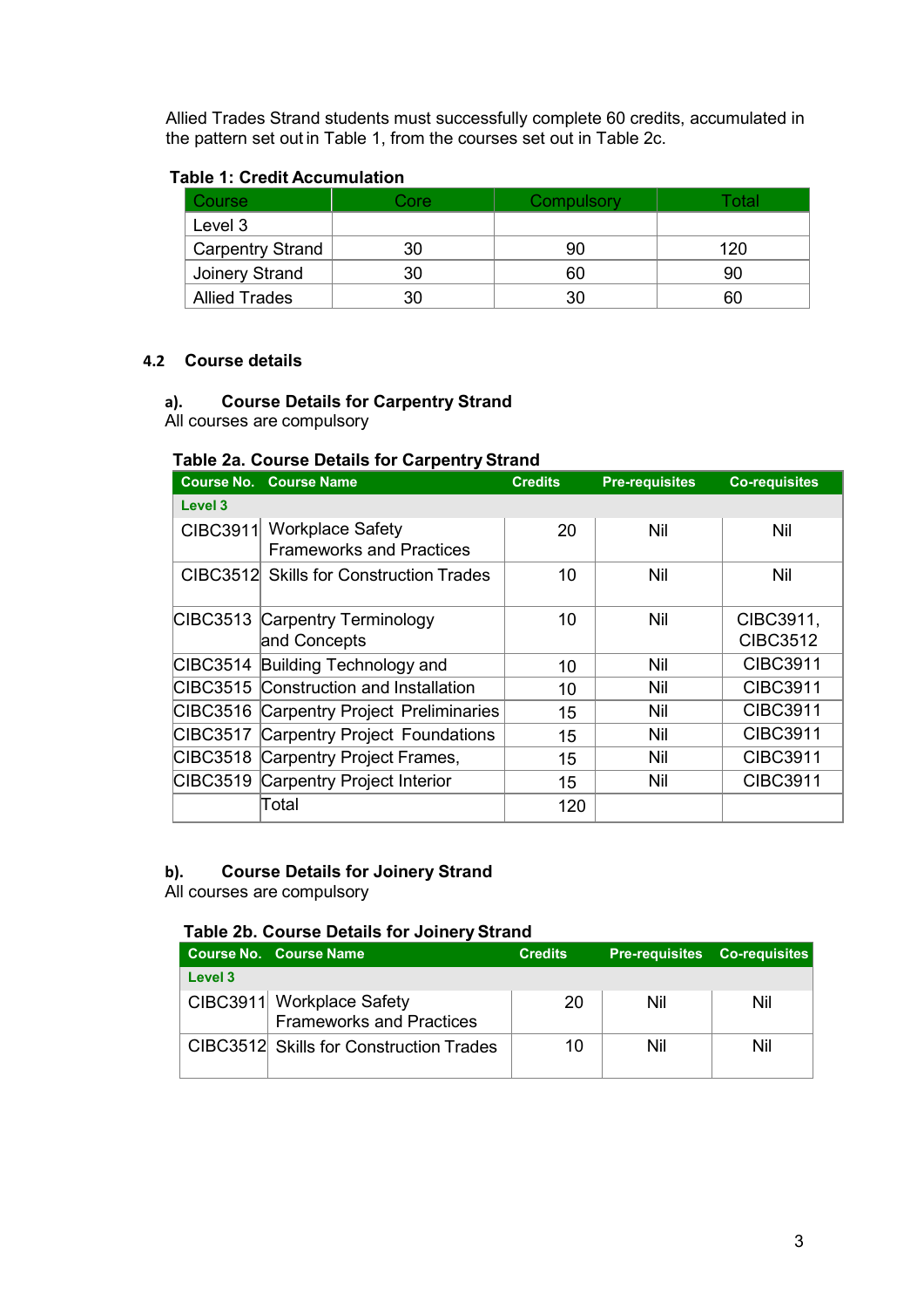Allied Trades Strand students must successfully complete 60 credits, accumulated in the pattern set out in Table 1, from the courses set out in Table 2c.

**Table 1: Credit Accumulation**

| Course | Core | Compulsory | Total |
|---|---|---|---|
| Level 3 | | | |
| Carpentry Strand | 30 | 90 | 120 |
| Joinery Strand | 30 | 60 | 90 |
| Allied Trades | 30 | 30 | 60 |

## 4.2 Course details

### a). Course Details for Carpentry Strand

All courses are compulsory

**Table 2a. Course Details for Carpentry Strand**

| Course No. | Course Name | Credits | Pre-requisites | Co-requisites |
|---|---|---|---|---|
| **Level 3** | | | | |
| CIBC3911 | Workplace Safety Frameworks and Practices | 20 | Nil | Nil |
| CIBC3512 | Skills for Construction Trades | 10 | Nil | Nil |
| CIBC3513 | Carpentry Terminology and Concepts | 10 | Nil | CIBC3911, CIBC3512 |
| CIBC3514 | Building Technology and | 10 | Nil | CIBC3911 |
| CIBC3515 | Construction and Installation | 10 | Nil | CIBC3911 |
| CIBC3516 | Carpentry Project Preliminaries | 15 | Nil | CIBC3911 |
| CIBC3517 | Carpentry Project Foundations | 15 | Nil | CIBC3911 |
| CIBC3518 | Carpentry Project Frames, | 15 | Nil | CIBC3911 |
| CIBC3519 | Carpentry Project Interior | 15 | Nil | CIBC3911 |
| | Total | 120 | | |

### b). Course Details for Joinery Strand

All courses are compulsory

**Table 2b. Course Details for Joinery Strand**

| Course No. | Course Name | Credits | Pre-requisites | Co-requisites |
|---|---|---|---|---|
| **Level 3** | | | | |
| CIBC3911 | Workplace Safety Frameworks and Practices | 20 | Nil | Nil |
| CIBC3512 | Skills for Construction Trades | 10 | Nil | Nil |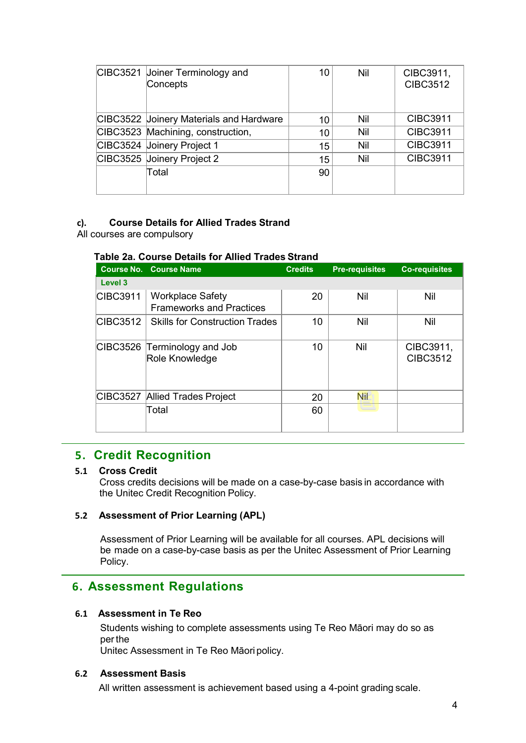| | | | | |
|---|---|---|---|---|
| CIBC3521 | Joiner Terminology and Concepts | 10 | Nil | CIBC3911, CIBC3512 |
| CIBC3522 | Joinery Materials and Hardware | 10 | Nil | CIBC3911 |
| CIBC3523 | Machining, construction, | 10 | Nil | CIBC3911 |
| CIBC3524 | Joinery Project 1 | 15 | Nil | CIBC3911 |
| CIBC3525 | Joinery Project 2 | 15 | Nil | CIBC3911 |
| | Total | 90 | | |

**c). Course Details for Allied Trades Strand**

All courses are compulsory

**Table 2a. Course Details for Allied Trades Strand**

| Course No. | Course Name | Credits | Pre-requisites | Co-requisites |
|---|---|---|---|---|
| **Level 3** | | | | |
| CIBC3911 | Workplace Safety Frameworks and Practices | 20 | Nil | Nil |
| CIBC3512 | Skills for Construction Trades | 10 | Nil | Nil |
| CIBC3526 | Terminology and Job Role Knowledge | 10 | Nil | CIBC3911, CIBC3512 |
| CIBC3527 | Allied Trades Project | 20 | Nil | |
| | Total | 60 | | |

## 5. Credit Recognition

### 5.1 Cross Credit

Cross credits decisions will be made on a case-by-case basis in accordance with the Unitec Credit Recognition Policy.

### 5.2 Assessment of Prior Learning (APL)

Assessment of Prior Learning will be available for all courses. APL decisions will be made on a case-by-case basis as per the Unitec Assessment of Prior Learning Policy.

## 6. Assessment Regulations

### 6.1 Assessment in Te Reo

Students wishing to complete assessments using Te Reo Māori may do so as per the Unitec Assessment in Te Reo Māori policy.

### 6.2 Assessment Basis

All written assessment is achievement based using a 4-point grading scale.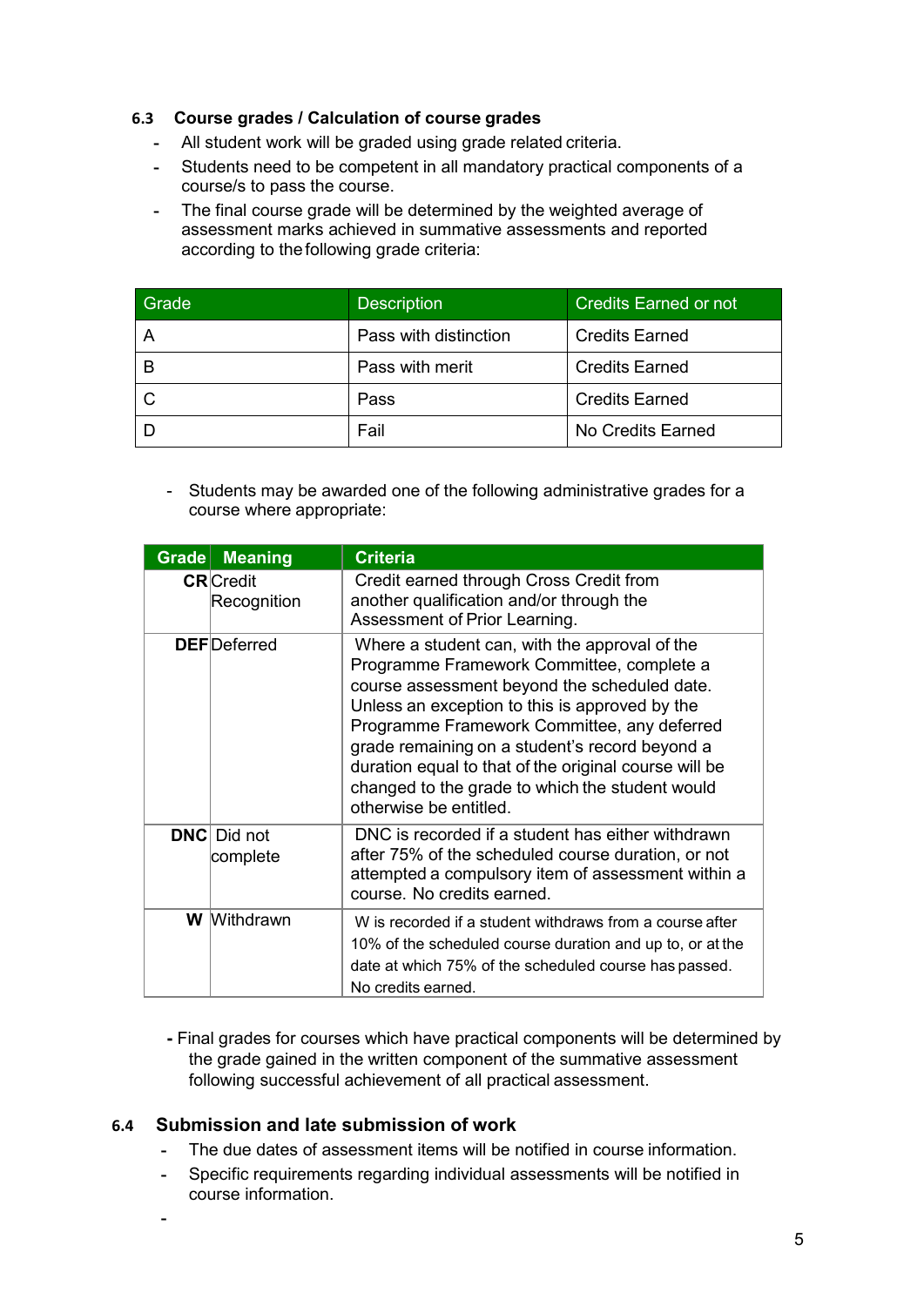### 6.3 Course grades / Calculation of course grades

- All student work will be graded using grade related criteria.
- Students need to be competent in all mandatory practical components of a course/s to pass the course.
- The final course grade will be determined by the weighted average of assessment marks achieved in summative assessments and reported according to the following grade criteria:

| Grade | Description | Credits Earned or not |
|---|---|---|
| A | Pass with distinction | Credits Earned |
| B | Pass with merit | Credits Earned |
| C | Pass | Credits Earned |
| D | Fail | No Credits Earned |

- Students may be awarded one of the following administrative grades for a course where appropriate:

| Grade | Meaning | Criteria |
|---|---|---|
| **CR** | Credit Recognition | Credit earned through Cross Credit from another qualification and/or through the Assessment of Prior Learning. |
| **DEF** | Deferred | Where a student can, with the approval of the Programme Framework Committee, complete a course assessment beyond the scheduled date. Unless an exception to this is approved by the Programme Framework Committee, any deferred grade remaining on a student's record beyond a duration equal to that of the original course will be changed to the grade to which the student would otherwise be entitled. |
| **DNC** | Did not complete | DNC is recorded if a student has either withdrawn after 75% of the scheduled course duration, or not attempted a compulsory item of assessment within a course. No credits earned. |
| **W** | Withdrawn | W is recorded if a student withdraws from a course after 10% of the scheduled course duration and up to, or at the date at which 75% of the scheduled course has passed. No credits earned. |

- Final grades for courses which have practical components will be determined by the grade gained in the written component of the summative assessment following successful achievement of all practical assessment.

### 6.4 Submission and late submission of work

- The due dates of assessment items will be notified in course information.
- Specific requirements regarding individual assessments will be notified in course information.
-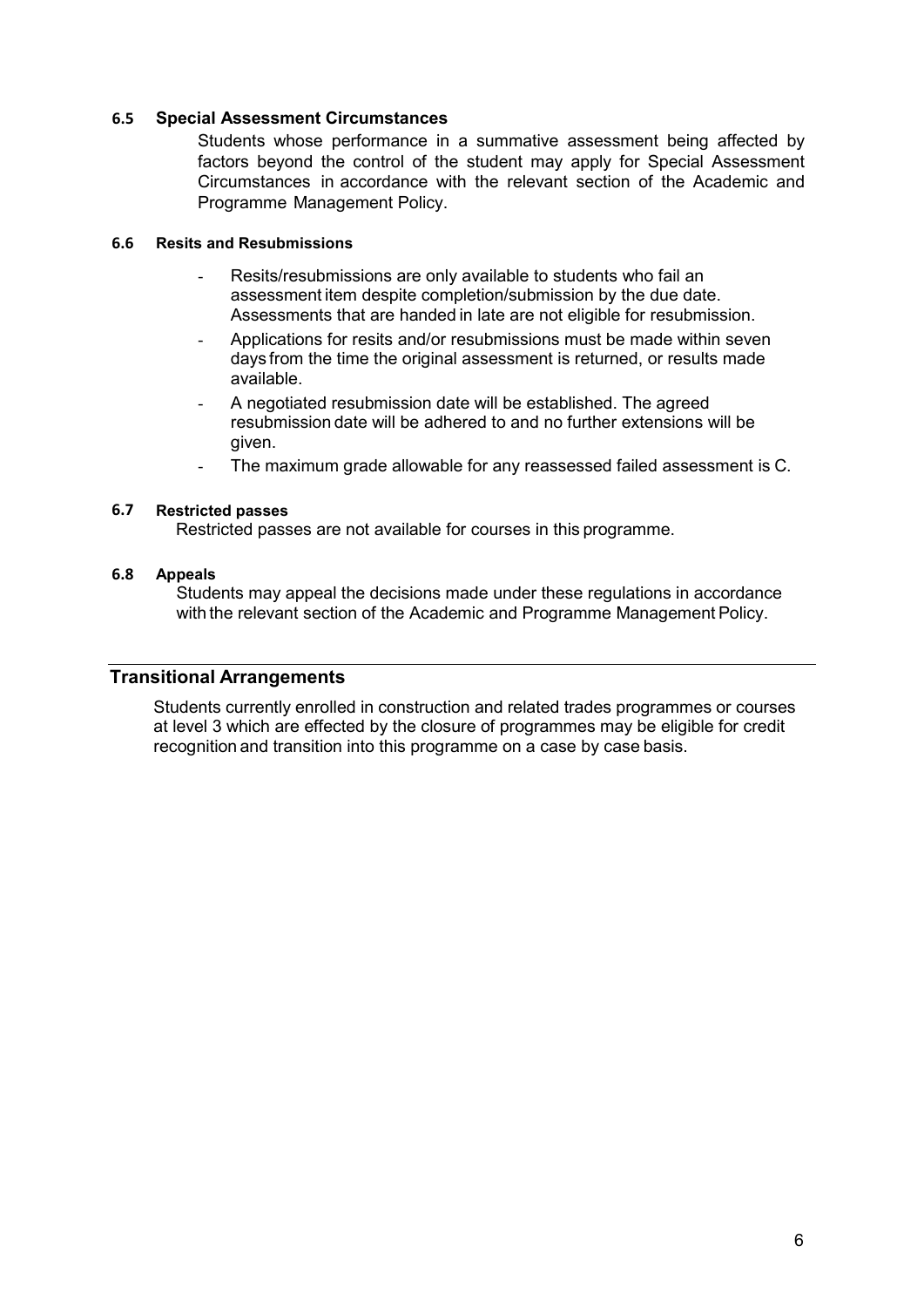### 6.5 Special Assessment Circumstances

Students whose performance in a summative assessment being affected by factors beyond the control of the student may apply for Special Assessment Circumstances in accordance with the relevant section of the Academic and Programme Management Policy.

### 6.6 Resits and Resubmissions

- Resits/resubmissions are only available to students who fail an assessment item despite completion/submission by the due date. Assessments that are handed in late are not eligible for resubmission.
- Applications for resits and/or resubmissions must be made within seven days from the time the original assessment is returned, or results made available.
- A negotiated resubmission date will be established. The agreed resubmission date will be adhered to and no further extensions will be given.
- The maximum grade allowable for any reassessed failed assessment is C.

### 6.7 Restricted passes

Restricted passes are not available for courses in this programme.

### 6.8 Appeals

Students may appeal the decisions made under these regulations in accordance with the relevant section of the Academic and Programme Management Policy.

## Transitional Arrangements

Students currently enrolled in construction and related trades programmes or courses at level 3 which are effected by the closure of programmes may be eligible for credit recognition and transition into this programme on a case by case basis.